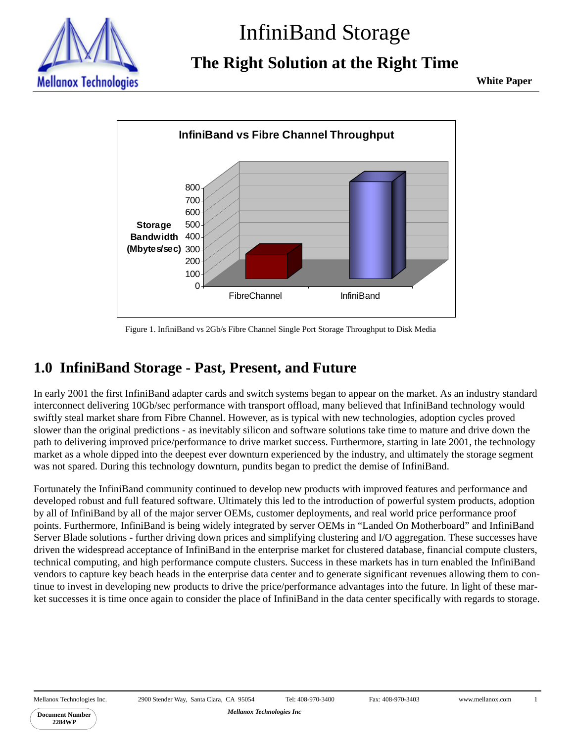# InfiniBand Storage

## The Right Solution at the Right Time

**White Paper**

Figure 1. InfiniBand vs 2Gb/s Fibre Channel Single Port Storage Throughput to Disk Media

## 1.0 InfiniBand Storage - Past, Present, and Future

In early 2001 the first InfiniBand adapter cards and switch systems began to appear on the market. As an industry standard interconnect delivering 10Gb/sec performance with transport offload, many believed that InfiniBand technology would swiftly steal market share from Fibre Channel. However, as is typical with new technologies, adoption cycles proved slower than the original predictions - as inevitably silicon and software solutions take time to mature and drive down the path to delivering improved price/performance to drive market success. Furthermore, starting in late 2001, the technology market as a whole dipped into the deepest ever downturn experienced by the industry, and ultimately the storage segment was not spared. During this technology downturn, pundits began to predict the demise of InfiniBand.

Fortunately the InfiniBand community continued to develop new products with improved features and performance and developed robust and full featured software. Ultimately this led to the introduction of powerful system products, adoption by all of InfiniBand by all of the major server OEMs, customer deployments, and real world price performance proof points. Furthermore, InfiniBand is being widely integrated by server OEMs in "Landed On Motherboard" and InfiniBand Server Blade solutions - further driving down prices and simplifying clustering and I/O aggregation. These successes have driven the widespread acceptance of InfiniBand in the enterprise market for clustered database, financial compute clusters, technical computing, and high performance compute clusters. Success in these markets has in turn enabled the InfiniBand vendors to capture key beach heads in the enterprise data center and to generate significant revenues allowing them to continue to invest in developing new products to drive the price/performance advantages into the future. In light of these market successes it is time once again to consider the place of InfiniBand in the data center specifically with regards to storage.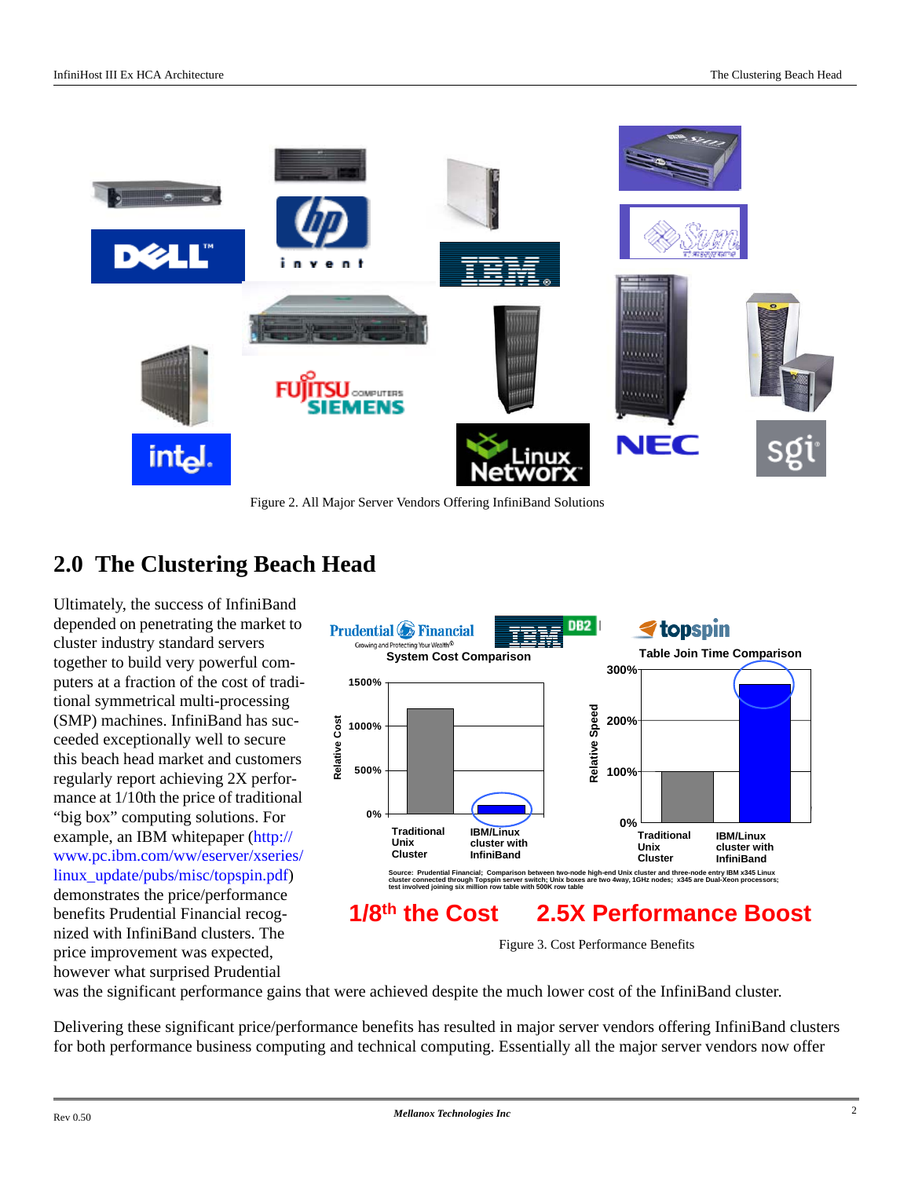Figure 2. All Major Server Vendors Offering InfiniBand Solutions

## 2.0 The Clustering Beach Head

Ultimately, the success of InfiniBand depended on penetrating the market to cluster industry standard servers together to build very powerful computers at a fraction of the cost of traditional symmetrical multi-processing (SMP) machines. InfiniBand has succeeded exceptionally well to secure this beach head market and customers regularly report achieving 2X performance at 1/10th the price of traditional "big box" computing solutions. For example, an IBM whitepaper (http://www.pc.ibm.com/ww/eserver/xseries/linux_update/pubs/misc/topspin.pdf) demonstrates the price/performance benefits Prudential Financial recognized with InfiniBand clusters. The price improvement was expected, however what surprised Prudential was the significant performance gains that were achieved despite the much lower cost of the InfiniBand cluster.

Figure 3. Cost Performance Benefits

Delivering these significant price/performance benefits has resulted in major server vendors offering InfiniBand clusters for both performance business computing and technical computing. Essentially all the major server vendors now offer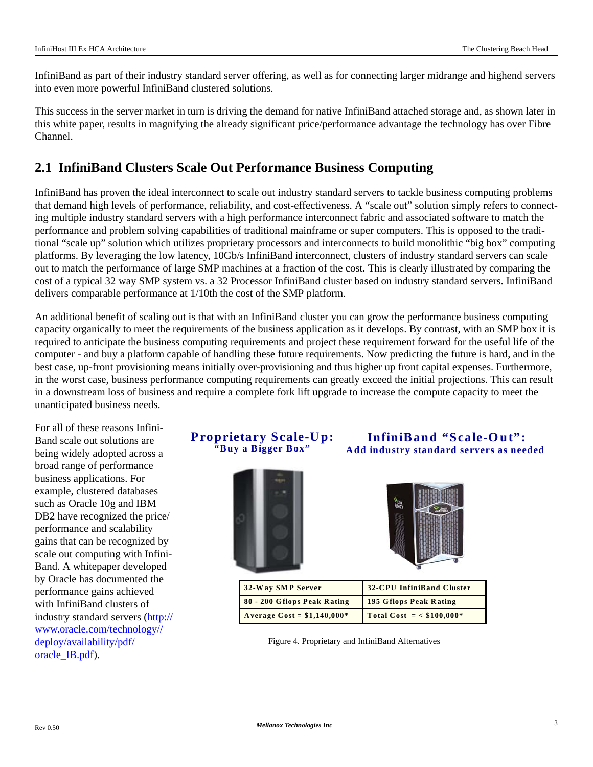InfiniBand as part of their industry standard server offering, as well as for connecting larger midrange and highend servers into even more powerful InfiniBand clustered solutions.

This success in the server market in turn is driving the demand for native InfiniBand attached storage and, as shown later in this white paper, results in magnifying the already significant price/performance advantage the technology has over Fibre Channel.

## 2.1 InfiniBand Clusters Scale Out Performance Business Computing

InfiniBand has proven the ideal interconnect to scale out industry standard servers to tackle business computing problems that demand high levels of performance, reliability, and cost-effectiveness. A “scale out” solution simply refers to connecting multiple industry standard servers with a high performance interconnect fabric and associated software to match the performance and problem solving capabilities of traditional mainframe or super computers. This is opposed to the traditional “scale up” solution which utilizes proprietary processors and interconnects to build monolithic “big box” computing platforms. By leveraging the low latency, 10Gb/s InfiniBand interconnect, clusters of industry standard servers can scale out to match the performance of large SMP machines at a fraction of the cost. This is clearly illustrated by comparing the cost of a typical 32 way SMP system vs. a 32 Processor InfiniBand cluster based on industry standard servers. InfiniBand delivers comparable performance at 1/10th the cost of the SMP platform.

An additional benefit of scaling out is that with an InfiniBand cluster you can grow the performance business computing capacity organically to meet the requirements of the business application as it develops. By contrast, with an SMP box it is required to anticipate the business computing requirements and project these requirement forward for the useful life of the computer - and buy a platform capable of handling these future requirements. Now predicting the future is hard, and in the best case, up-front provisioning means initially over-provisioning and thus higher up front capital expenses. Furthermore, in the worst case, business performance computing requirements can greatly exceed the initial projections. This can result in a downstream loss of business and require a complete fork lift upgrade to increase the compute capacity to meet the unanticipated business needs.

For all of these reasons InfiniBand scale out solutions are being widely adopted across a broad range of performance business applications. For example, clustered databases such as Oracle 10g and IBM DB2 have recognized the price/performance and scalability gains that can be recognized by scale out computing with InfiniBand. A whitepaper developed by Oracle has documented the performance gains achieved with InfiniBand clusters of industry standard servers (http://www.oracle.com/technology//deploy/availability/pdf/oracle_IB.pdf).

**Proprietary Scale-Up:** **“Buy a Bigger Box”**

**InfiniBand “Scale-Out”:** **Add industry standard servers as needed**

| 32-Way SMP Server | 32-CPU InfiniBand Cluster |
|---|---|
| 80 - 200 Gflops Peak Rating | 195 Gflops Peak Rating |
| Average Cost = $1,140,000* | Total Cost = < $100,000* |

Figure 4. Proprietary and InfiniBand Alternatives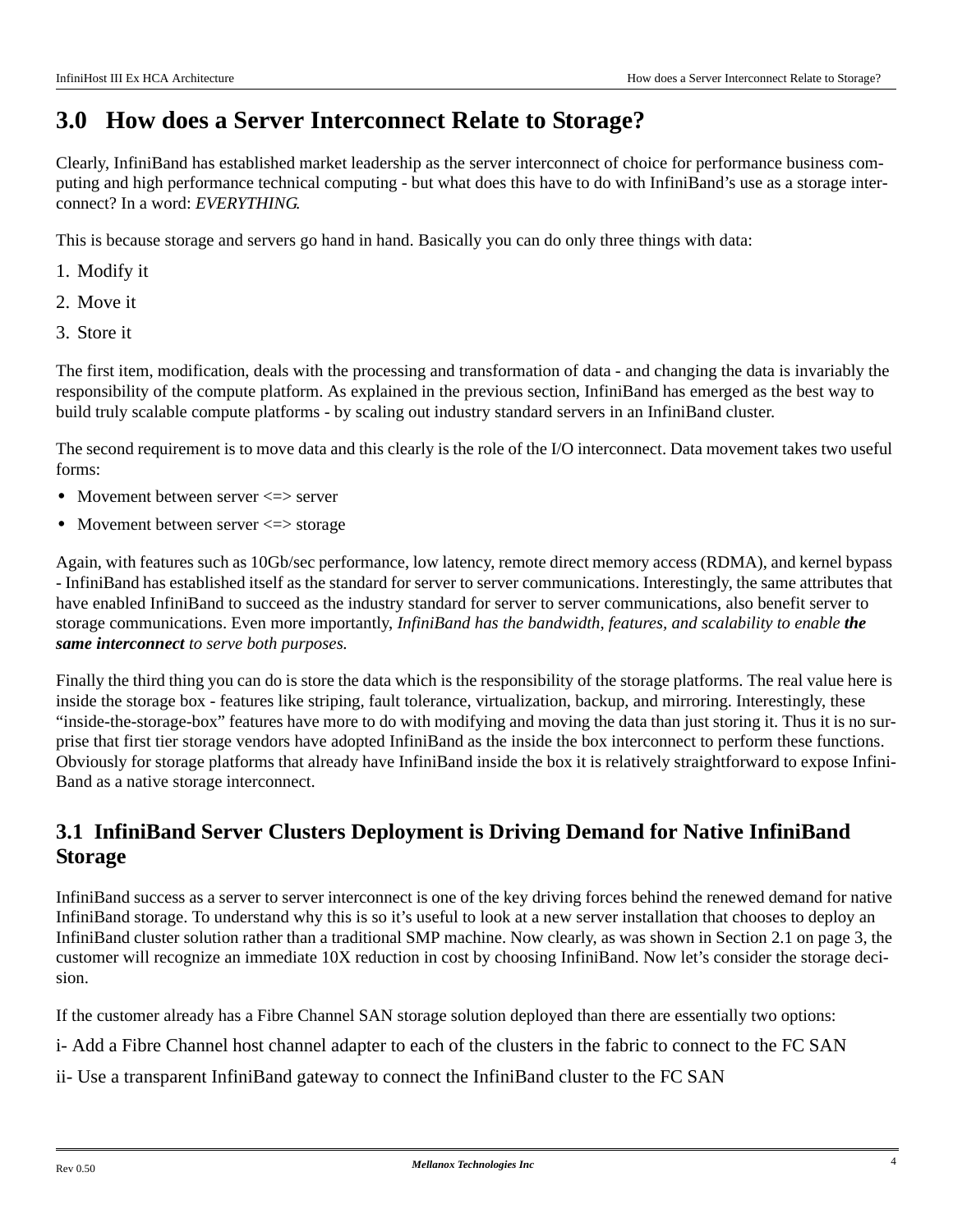# 3.0 How does a Server Interconnect Relate to Storage?

Clearly, InfiniBand has established market leadership as the server interconnect of choice for performance business computing and high performance technical computing - but what does this have to do with InfiniBand's use as a storage interconnect? In a word: *EVERYTHING*.

This is because storage and servers go hand in hand. Basically you can do only three things with data:

1. Modify it
2. Move it
3. Store it

The first item, modification, deals with the processing and transformation of data - and changing the data is invariably the responsibility of the compute platform. As explained in the previous section, InfiniBand has emerged as the best way to build truly scalable compute platforms - by scaling out industry standard servers in an InfiniBand cluster.

The second requirement is to move data and this clearly is the role of the I/O interconnect. Data movement takes two useful forms:

- Movement between server <=> server
- Movement between server <=> storage

Again, with features such as 10Gb/sec performance, low latency, remote direct memory access (RDMA), and kernel bypass - InfiniBand has established itself as the standard for server to server communications. Interestingly, the same attributes that have enabled InfiniBand to succeed as the industry standard for server to server communications, also benefit server to storage communications. Even more importantly, *InfiniBand has the bandwidth, features, and scalability to enable* ***the same interconnect*** *to serve both purposes.*

Finally the third thing you can do is store the data which is the responsibility of the storage platforms. The real value here is inside the storage box - features like striping, fault tolerance, virtualization, backup, and mirroring. Interestingly, these "inside-the-storage-box" features have more to do with modifying and moving the data than just storing it. Thus it is no surprise that first tier storage vendors have adopted InfiniBand as the inside the box interconnect to perform these functions. Obviously for storage platforms that already have InfiniBand inside the box it is relatively straightforward to expose InfiniBand as a native storage interconnect.

## 3.1 InfiniBand Server Clusters Deployment is Driving Demand for Native InfiniBand Storage

InfiniBand success as a server to server interconnect is one of the key driving forces behind the renewed demand for native InfiniBand storage. To understand why this is so it's useful to look at a new server installation that chooses to deploy an InfiniBand cluster solution rather than a traditional SMP machine. Now clearly, as was shown in Section 2.1 on page 3, the customer will recognize an immediate 10X reduction in cost by choosing InfiniBand. Now let's consider the storage decision.

If the customer already has a Fibre Channel SAN storage solution deployed than there are essentially two options:

i- Add a Fibre Channel host channel adapter to each of the clusters in the fabric to connect to the FC SAN

ii- Use a transparent InfiniBand gateway to connect the InfiniBand cluster to the FC SAN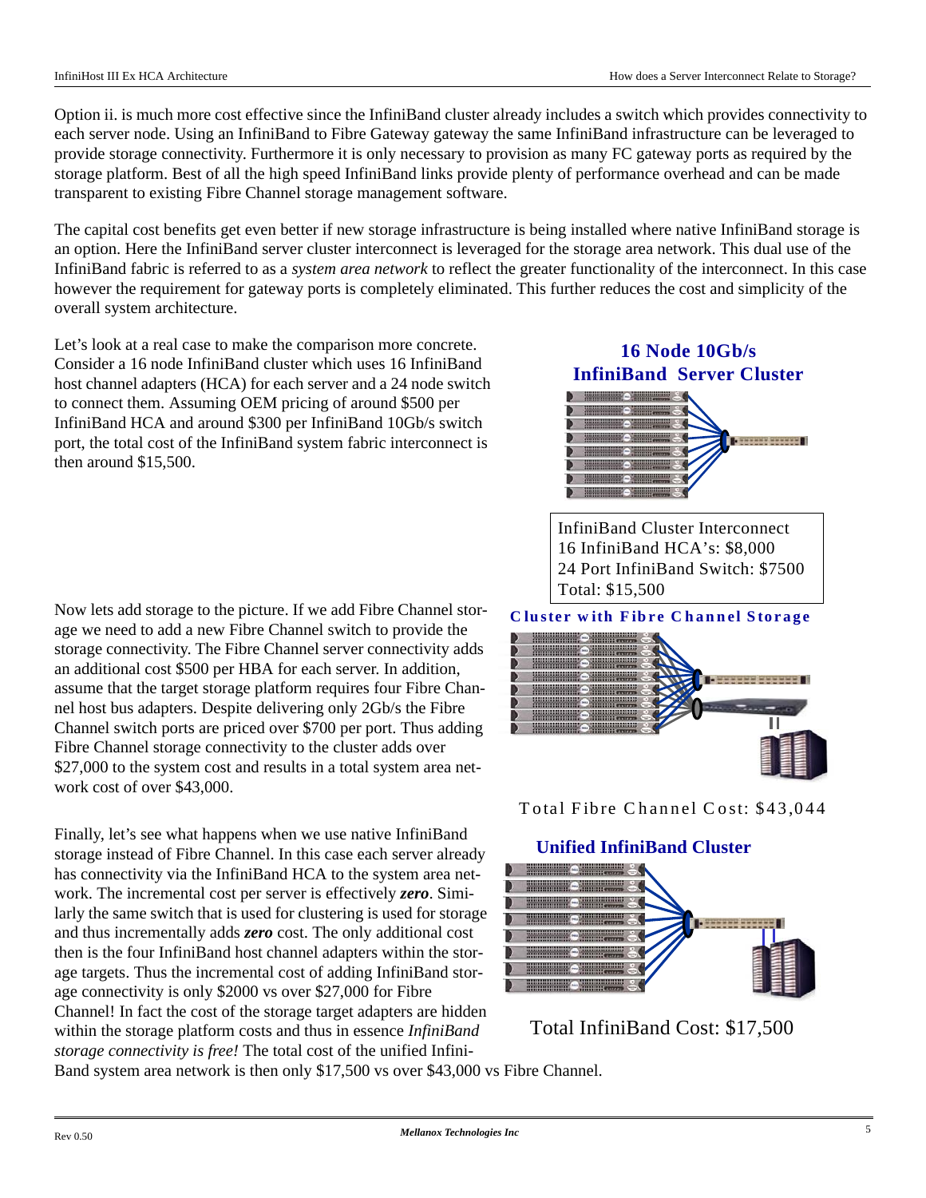Option ii. is much more cost effective since the InfiniBand cluster already includes a switch which provides connectivity to each server node. Using an InfiniBand to Fibre Gateway gateway the same InfiniBand infrastructure can be leveraged to provide storage connectivity. Furthermore it is only necessary to provision as many FC gateway ports as required by the storage platform. Best of all the high speed InfiniBand links provide plenty of performance overhead and can be made transparent to existing Fibre Channel storage management software.

The capital cost benefits get even better if new storage infrastructure is being installed where native InfiniBand storage is an option. Here the InfiniBand server cluster interconnect is leveraged for the storage area network. This dual use of the InfiniBand fabric is referred to as a *system area network* to reflect the greater functionality of the interconnect. In this case however the requirement for gateway ports is completely eliminated. This further reduces the cost and simplicity of the overall system architecture.

Let's look at a real case to make the comparison more concrete. Consider a 16 node InfiniBand cluster which uses 16 InfiniBand host channel adapters (HCA) for each server and a 24 node switch to connect them. Assuming OEM pricing of around $500 per InfiniBand HCA and around $300 per InfiniBand 10Gb/s switch port, the total cost of the InfiniBand system fabric interconnect is then around $15,500.

**16 Node 10Gb/s InfiniBand Server Cluster**

InfiniBand Cluster Interconnect
16 InfiniBand HCA's: $8,000
24 Port InfiniBand Switch: $7500
Total: $15,500

Now lets add storage to the picture. If we add Fibre Channel storage we need to add a new Fibre Channel switch to provide the storage connectivity. The Fibre Channel server connectivity adds an additional cost $500 per HBA for each server. In addition, assume that the target storage platform requires four Fibre Channel host bus adapters. Despite delivering only 2Gb/s the Fibre Channel switch ports are priced over $700 per port. Thus adding Fibre Channel storage connectivity to the cluster adds over $27,000 to the system cost and results in a total system area network cost of over $43,000.

**Cluster with Fibre Channel Storage**

Total Fibre Channel Cost: $43,044

Finally, let's see what happens when we use native InfiniBand storage instead of Fibre Channel. In this case each server already has connectivity via the InfiniBand HCA to the system area network. The incremental cost per server is effectively ***zero***. Similarly the same switch that is used for clustering is used for storage and thus incrementally adds ***zero*** cost. The only additional cost then is the four InfiniBand host channel adapters within the storage targets. Thus the incremental cost of adding InfiniBand storage connectivity is only $2000 vs over $27,000 for Fibre Channel! In fact the cost of the storage target adapters are hidden within the storage platform costs and thus in essence *InfiniBand storage connectivity is free!* The total cost of the unified InfiniBand system area network is then only $17,500 vs over $43,000 vs Fibre Channel.

**Unified InfiniBand Cluster**

Total InfiniBand Cost: $17,500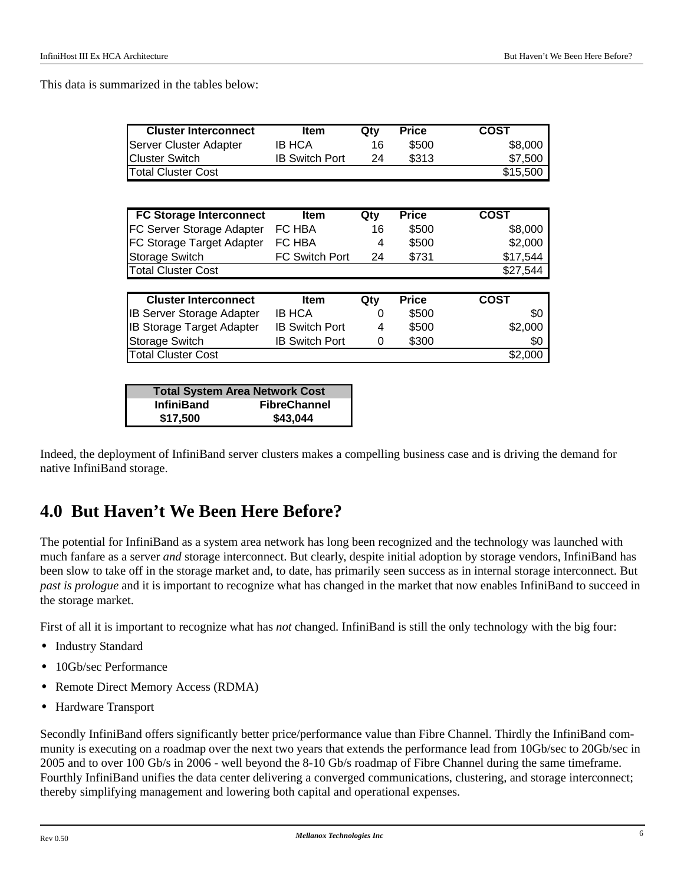This data is summarized in the tables below:

| Cluster Interconnect | Item | Qty | Price | COST |
|---|---|---|---|---|
| Server Cluster Adapter | IB HCA | 16 | $500 | $8,000 |
| Cluster Switch | IB Switch Port | 24 | $313 | $7,500 |
| Total Cluster Cost | | | | $15,500 |

| FC Storage Interconnect | Item | Qty | Price | COST |
|---|---|---|---|---|
| FC Server Storage Adapter | FC HBA | 16 | $500 | $8,000 |
| FC Storage Target Adapter | FC HBA | 4 | $500 | $2,000 |
| Storage Switch | FC Switch Port | 24 | $731 | $17,544 |
| Total Cluster Cost | | | | $27,544 |

| Cluster Interconnect | Item | Qty | Price | COST |
|---|---|---|---|---|
| IB Server Storage Adapter | IB HCA | 0 | $500 | $0 |
| IB Storage Target Adapter | IB Switch Port | 4 | $500 | $2,000 |
| Storage Switch | IB Switch Port | 0 | $300 | $0 |
| Total Cluster Cost | | | | $2,000 |

| Total System Area Network Cost | |
|---|---|
| InfiniBand | FibreChannel |
| $17,500 | $43,044 |

Indeed, the deployment of InfiniBand server clusters makes a compelling business case and is driving the demand for native InfiniBand storage.

## 4.0 But Haven't We Been Here Before?

The potential for InfiniBand as a system area network has long been recognized and the technology was launched with much fanfare as a server *and* storage interconnect. But clearly, despite initial adoption by storage vendors, InfiniBand has been slow to take off in the storage market and, to date, has primarily seen success as in internal storage interconnect. But *past is prologue* and it is important to recognize what has changed in the market that now enables InfiniBand to succeed in the storage market.

First of all it is important to recognize what has *not* changed. InfiniBand is still the only technology with the big four:

- Industry Standard
- 10Gb/sec Performance
- Remote Direct Memory Access (RDMA)
- Hardware Transport

Secondly InfiniBand offers significantly better price/performance value than Fibre Channel. Thirdly the InfiniBand community is executing on a roadmap over the next two years that extends the performance lead from 10Gb/sec to 20Gb/sec in 2005 and to over 100 Gb/s in 2006 - well beyond the 8-10 Gb/s roadmap of Fibre Channel during the same timeframe. Fourthly InfiniBand unifies the data center delivering a converged communications, clustering, and storage interconnect; thereby simplifying management and lowering both capital and operational expenses.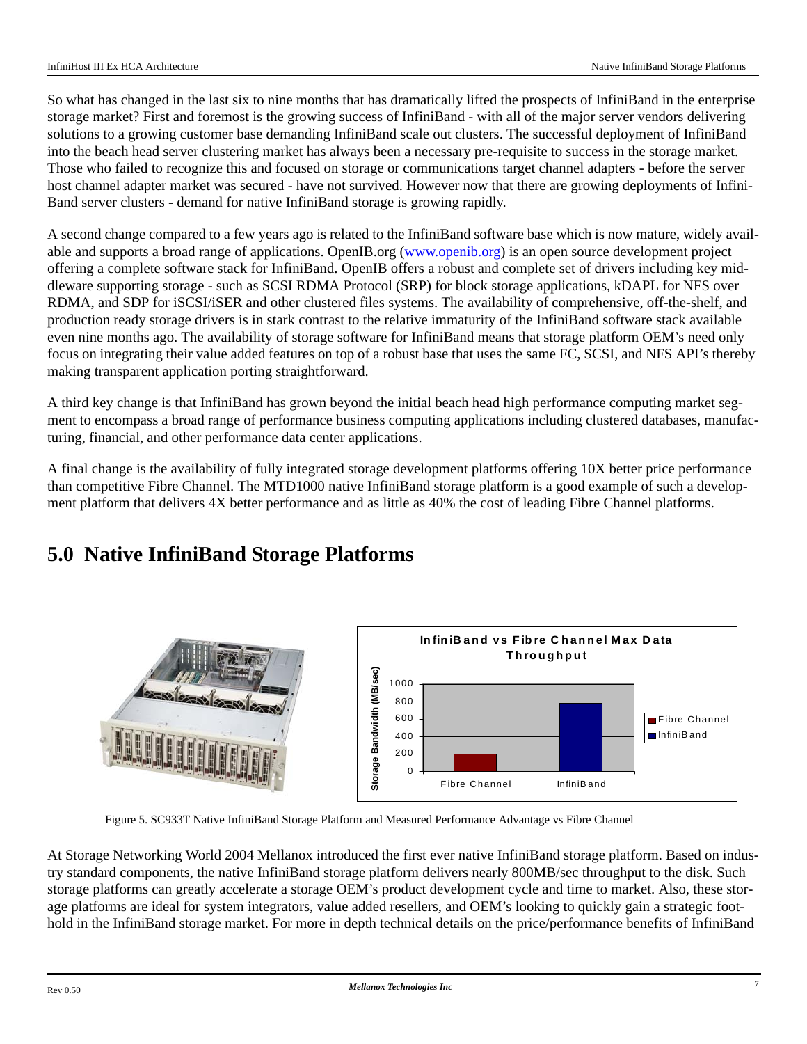So what has changed in the last six to nine months that has dramatically lifted the prospects of InfiniBand in the enterprise storage market? First and foremost is the growing success of InfiniBand - with all of the major server vendors delivering solutions to a growing customer base demanding InfiniBand scale out clusters. The successful deployment of InfiniBand into the beach head server clustering market has always been a necessary pre-requisite to success in the storage market. Those who failed to recognize this and focused on storage or communications target channel adapters - before the server host channel adapter market was secured - have not survived. However now that there are growing deployments of InfiniBand server clusters - demand for native InfiniBand storage is growing rapidly.

A second change compared to a few years ago is related to the InfiniBand software base which is now mature, widely available and supports a broad range of applications. OpenIB.org (www.openib.org) is an open source development project offering a complete software stack for InfiniBand. OpenIB offers a robust and complete set of drivers including key middleware supporting storage - such as SCSI RDMA Protocol (SRP) for block storage applications, kDAPL for NFS over RDMA, and SDP for iSCSI/iSER and other clustered files systems. The availability of comprehensive, off-the-shelf, and production ready storage drivers is in stark contrast to the relative immaturity of the InfiniBand software stack available even nine months ago. The availability of storage software for InfiniBand means that storage platform OEM's need only focus on integrating their value added features on top of a robust base that uses the same FC, SCSI, and NFS API's thereby making transparent application porting straightforward.

A third key change is that InfiniBand has grown beyond the initial beach head high performance computing market segment to encompass a broad range of performance business computing applications including clustered databases, manufacturing, financial, and other performance data center applications.

A final change is the availability of fully integrated storage development platforms offering 10X better price performance than competitive Fibre Channel. The MTD1000 native InfiniBand storage platform is a good example of such a development platform that delivers 4X better performance and as little as 40% the cost of leading Fibre Channel platforms.

# 5.0 Native InfiniBand Storage Platforms

Figure 5. SC933T Native InfiniBand Storage Platform and Measured Performance Advantage vs Fibre Channel

At Storage Networking World 2004 Mellanox introduced the first ever native InfiniBand storage platform. Based on industry standard components, the native InfiniBand storage platform delivers nearly 800MB/sec throughput to the disk. Such storage platforms can greatly accelerate a storage OEM's product development cycle and time to market. Also, these storage platforms are ideal for system integrators, value added resellers, and OEM's looking to quickly gain a strategic foothold in the InfiniBand storage market. For more in depth technical details on the price/performance benefits of InfiniBand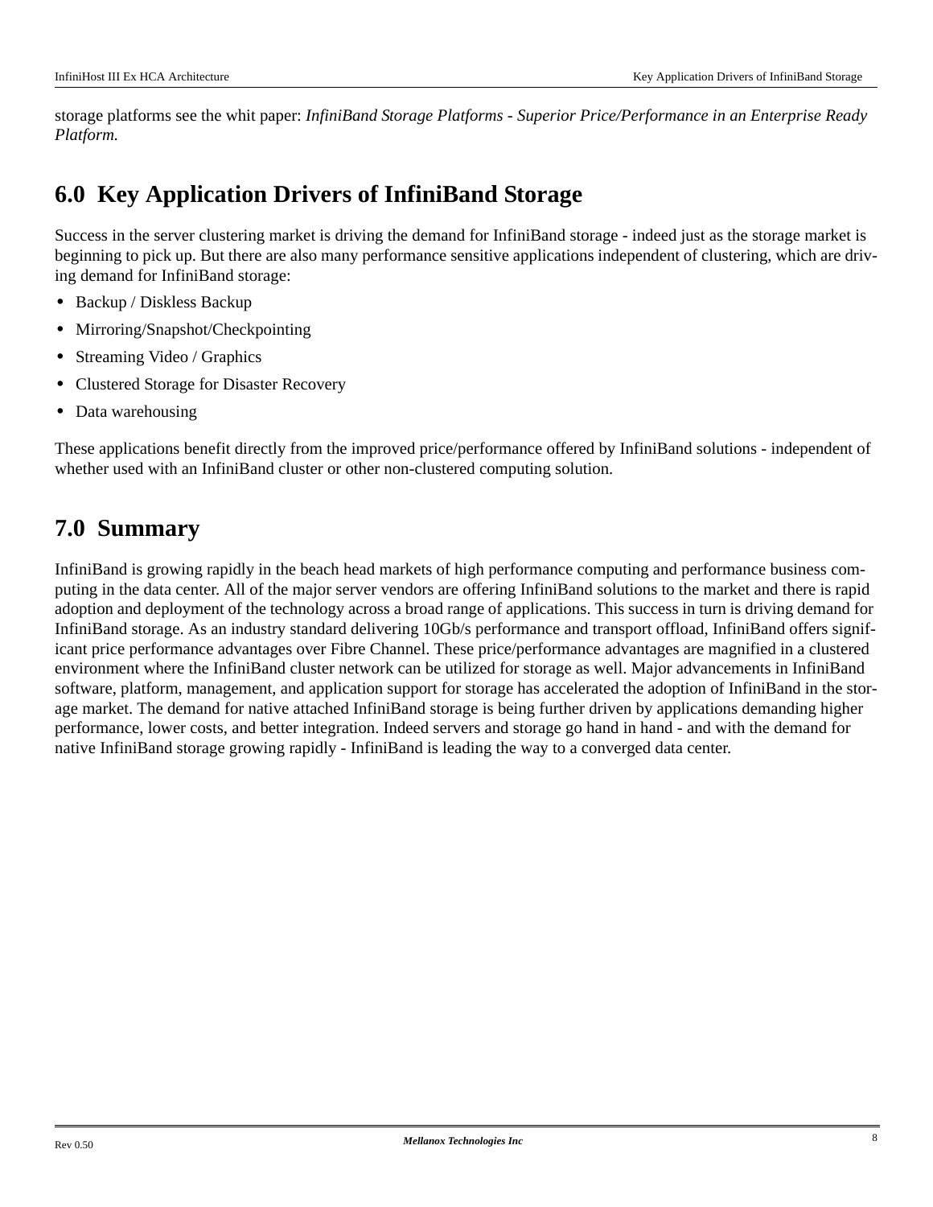storage platforms see the whit paper: *InfiniBand Storage Platforms - Superior Price/Performance in an Enterprise Ready Platform.*

## 6.0 Key Application Drivers of InfiniBand Storage

Success in the server clustering market is driving the demand for InfiniBand storage - indeed just as the storage market is beginning to pick up. But there are also many performance sensitive applications independent of clustering, which are driving demand for InfiniBand storage:

- Backup / Diskless Backup
- Mirroring/Snapshot/Checkpointing
- Streaming Video / Graphics
- Clustered Storage for Disaster Recovery
- Data warehousing

These applications benefit directly from the improved price/performance offered by InfiniBand solutions - independent of whether used with an InfiniBand cluster or other non-clustered computing solution.

## 7.0 Summary

InfiniBand is growing rapidly in the beach head markets of high performance computing and performance business computing in the data center. All of the major server vendors are offering InfiniBand solutions to the market and there is rapid adoption and deployment of the technology across a broad range of applications. This success in turn is driving demand for InfiniBand storage. As an industry standard delivering 10Gb/s performance and transport offload, InfiniBand offers significant price performance advantages over Fibre Channel. These price/performance advantages are magnified in a clustered environment where the InfiniBand cluster network can be utilized for storage as well. Major advancements in InfiniBand software, platform, management, and application support for storage has accelerated the adoption of InfiniBand in the storage market. The demand for native attached InfiniBand storage is being further driven by applications demanding higher performance, lower costs, and better integration. Indeed servers and storage go hand in hand - and with the demand for native InfiniBand storage growing rapidly - InfiniBand is leading the way to a converged data center.